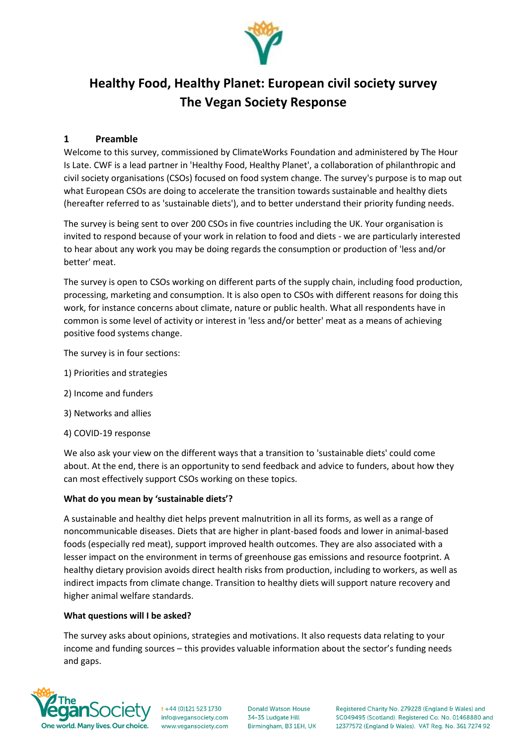# Healthy Food, Healthy Planet: European civil society survey
# The Vegan Society Response

## 1 Preamble

Welcome to this survey, commissioned by ClimateWorks Foundation and administered by The Hour Is Late. CWF is a lead partner in 'Healthy Food, Healthy Planet', a collaboration of philanthropic and civil society organisations (CSOs) focused on food system change. The survey's purpose is to map out what European CSOs are doing to accelerate the transition towards sustainable and healthy diets (hereafter referred to as 'sustainable diets'), and to better understand their priority funding needs.

The survey is being sent to over 200 CSOs in five countries including the UK. Your organisation is invited to respond because of your work in relation to food and diets - we are particularly interested to hear about any work you may be doing regards the consumption or production of 'less and/or better' meat.

The survey is open to CSOs working on different parts of the supply chain, including food production, processing, marketing and consumption. It is also open to CSOs with different reasons for doing this work, for instance concerns about climate, nature or public health. What all respondents have in common is some level of activity or interest in 'less and/or better' meat as a means of achieving positive food systems change.

The survey is in four sections:

1) Priorities and strategies

2) Income and funders

3) Networks and allies

4) COVID-19 response

We also ask your view on the different ways that a transition to 'sustainable diets' could come about. At the end, there is an opportunity to send feedback and advice to funders, about how they can most effectively support CSOs working on these topics.

**What do you mean by 'sustainable diets'?**

A sustainable and healthy diet helps prevent malnutrition in all its forms, as well as a range of noncommunicable diseases. Diets that are higher in plant-based foods and lower in animal-based foods (especially red meat), support improved health outcomes. They are also associated with a lesser impact on the environment in terms of greenhouse gas emissions and resource footprint. A healthy dietary provision avoids direct health risks from production, including to workers, as well as indirect impacts from climate change. Transition to healthy diets will support nature recovery and higher animal welfare standards.

**What questions will I be asked?**

The survey asks about opinions, strategies and motivations. It also requests data relating to your income and funding sources – this provides valuable information about the sector's funding needs and gaps.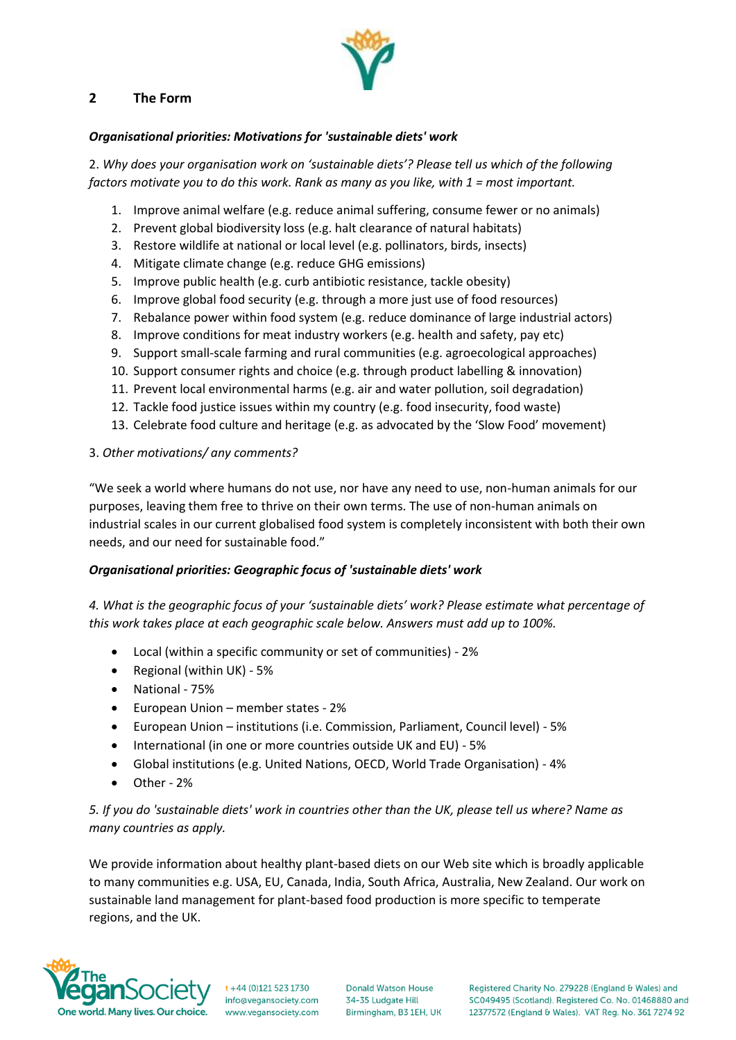## 2 The Form

***Organisational priorities: Motivations for 'sustainable diets' work***

2. *Why does your organisation work on 'sustainable diets'? Please tell us which of the following factors motivate you to do this work. Rank as many as you like, with 1 = most important.*

1. Improve animal welfare (e.g. reduce animal suffering, consume fewer or no animals)
2. Prevent global biodiversity loss (e.g. halt clearance of natural habitats)
3. Restore wildlife at national or local level (e.g. pollinators, birds, insects)
4. Mitigate climate change (e.g. reduce GHG emissions)
5. Improve public health (e.g. curb antibiotic resistance, tackle obesity)
6. Improve global food security (e.g. through a more just use of food resources)
7. Rebalance power within food system (e.g. reduce dominance of large industrial actors)
8. Improve conditions for meat industry workers (e.g. health and safety, pay etc)
9. Support small-scale farming and rural communities (e.g. agroecological approaches)
10. Support consumer rights and choice (e.g. through product labelling & innovation)
11. Prevent local environmental harms (e.g. air and water pollution, soil degradation)
12. Tackle food justice issues within my country (e.g. food insecurity, food waste)
13. Celebrate food culture and heritage (e.g. as advocated by the 'Slow Food' movement)

3. *Other motivations/ any comments?*

"We seek a world where humans do not use, nor have any need to use, non-human animals for our purposes, leaving them free to thrive on their own terms. The use of non-human animals on industrial scales in our current globalised food system is completely inconsistent with both their own needs, and our need for sustainable food."

***Organisational priorities: Geographic focus of 'sustainable diets' work***

*4. What is the geographic focus of your 'sustainable diets' work? Please estimate what percentage of this work takes place at each geographic scale below. Answers must add up to 100%.*

- Local (within a specific community or set of communities) - 2%
- Regional (within UK) - 5%
- National - 75%
- European Union – member states - 2%
- European Union – institutions (i.e. Commission, Parliament, Council level) - 5%
- International (in one or more countries outside UK and EU) - 5%
- Global institutions (e.g. United Nations, OECD, World Trade Organisation) - 4%
- Other - 2%

*5. If you do 'sustainable diets' work in countries other than the UK, please tell us where? Name as many countries as apply.*

We provide information about healthy plant-based diets on our Web site which is broadly applicable to many communities e.g. USA, EU, Canada, India, South Africa, Australia, New Zealand. Our work on sustainable land management for plant-based food production is more specific to temperate regions, and the UK.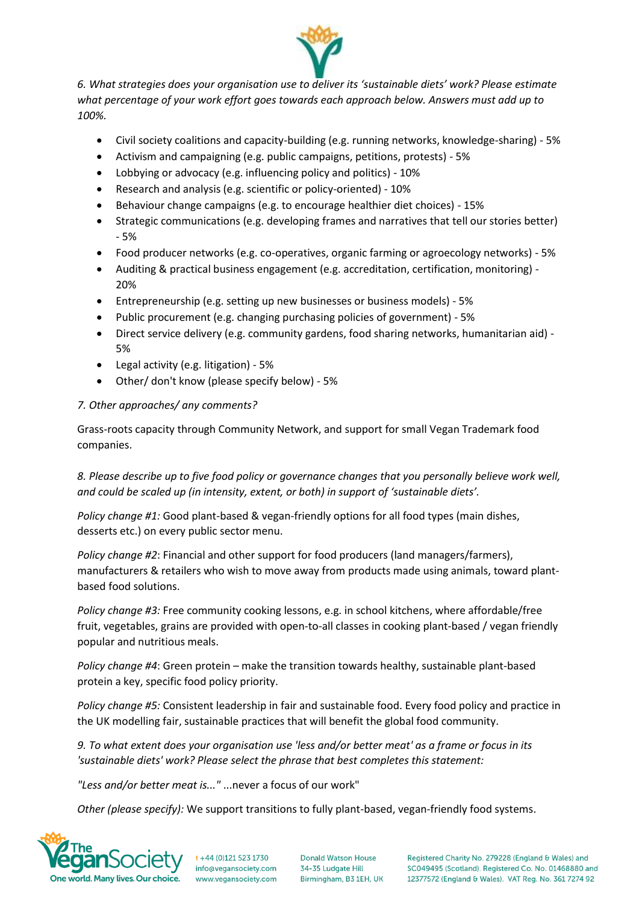*6. What strategies does your organisation use to deliver its 'sustainable diets' work? Please estimate what percentage of your work effort goes towards each approach below. Answers must add up to 100%.*

- Civil society coalitions and capacity-building (e.g. running networks, knowledge-sharing) - 5%
- Activism and campaigning (e.g. public campaigns, petitions, protests) - 5%
- Lobbying or advocacy (e.g. influencing policy and politics) - 10%
- Research and analysis (e.g. scientific or policy-oriented) - 10%
- Behaviour change campaigns (e.g. to encourage healthier diet choices) - 15%
- Strategic communications (e.g. developing frames and narratives that tell our stories better) - 5%
- Food producer networks (e.g. co-operatives, organic farming or agroecology networks) - 5%
- Auditing & practical business engagement (e.g. accreditation, certification, monitoring) - 20%
- Entrepreneurship (e.g. setting up new businesses or business models) - 5%
- Public procurement (e.g. changing purchasing policies of government) - 5%
- Direct service delivery (e.g. community gardens, food sharing networks, humanitarian aid) - 5%
- Legal activity (e.g. litigation) - 5%
- Other/ don't know (please specify below) - 5%

*7. Other approaches/ any comments?*

Grass-roots capacity through Community Network, and support for small Vegan Trademark food companies.

*8. Please describe up to five food policy or governance changes that you personally believe work well, and could be scaled up (in intensity, extent, or both) in support of 'sustainable diets'.*

*Policy change #1:* Good plant-based & vegan-friendly options for all food types (main dishes, desserts etc.) on every public sector menu.

*Policy change #2*: Financial and other support for food producers (land managers/farmers), manufacturers & retailers who wish to move away from products made using animals, toward plant-based food solutions.

*Policy change #3:* Free community cooking lessons, e.g. in school kitchens, where affordable/free fruit, vegetables, grains are provided with open-to-all classes in cooking plant-based / vegan friendly popular and nutritious meals.

*Policy change #4*: Green protein – make the transition towards healthy, sustainable plant-based protein a key, specific food policy priority.

*Policy change #5:* Consistent leadership in fair and sustainable food. Every food policy and practice in the UK modelling fair, sustainable practices that will benefit the global food community.

*9. To what extent does your organisation use 'less and/or better meat' as a frame or focus in its 'sustainable diets' work? Please select the phrase that best completes this statement:*

*"Less and/or better meat is..."* ...never a focus of our work"

*Other (please specify):* We support transitions to fully plant-based, vegan-friendly food systems.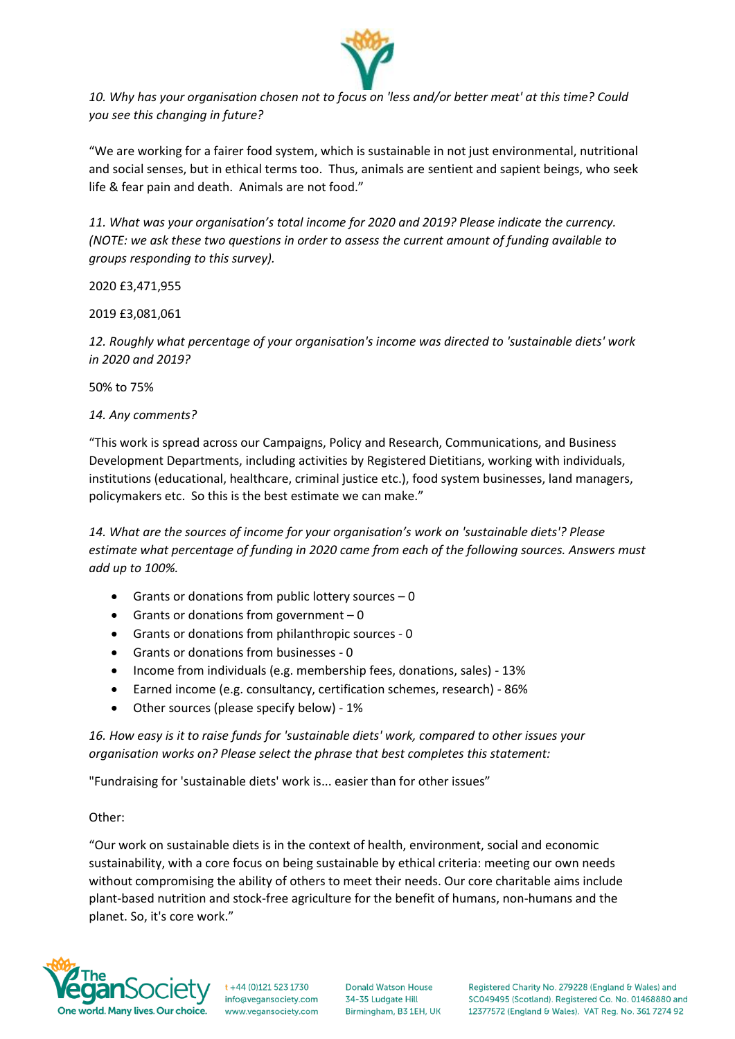*10. Why has your organisation chosen not to focus on 'less and/or better meat' at this time? Could you see this changing in future?*

"We are working for a fairer food system, which is sustainable in not just environmental, nutritional and social senses, but in ethical terms too. Thus, animals are sentient and sapient beings, who seek life & fear pain and death. Animals are not food."

*11. What was your organisation's total income for 2020 and 2019? Please indicate the currency. (NOTE: we ask these two questions in order to assess the current amount of funding available to groups responding to this survey).*

2020 £3,471,955

2019 £3,081,061

*12. Roughly what percentage of your organisation's income was directed to 'sustainable diets' work in 2020 and 2019?*

50% to 75%

*14. Any comments?*

"This work is spread across our Campaigns, Policy and Research, Communications, and Business Development Departments, including activities by Registered Dietitians, working with individuals, institutions (educational, healthcare, criminal justice etc.), food system businesses, land managers, policymakers etc. So this is the best estimate we can make."

*14. What are the sources of income for your organisation's work on 'sustainable diets'? Please estimate what percentage of funding in 2020 came from each of the following sources. Answers must add up to 100%.*

- Grants or donations from public lottery sources – 0
- Grants or donations from government – 0
- Grants or donations from philanthropic sources - 0
- Grants or donations from businesses - 0
- Income from individuals (e.g. membership fees, donations, sales) - 13%
- Earned income (e.g. consultancy, certification schemes, research) - 86%
- Other sources (please specify below) - 1%

*16. How easy is it to raise funds for 'sustainable diets' work, compared to other issues your organisation works on? Please select the phrase that best completes this statement:*

"Fundraising for 'sustainable diets' work is... easier than for other issues"

Other:

"Our work on sustainable diets is in the context of health, environment, social and economic sustainability, with a core focus on being sustainable by ethical criteria: meeting our own needs without compromising the ability of others to meet their needs. Our core charitable aims include plant-based nutrition and stock-free agriculture for the benefit of humans, non-humans and the planet. So, it's core work."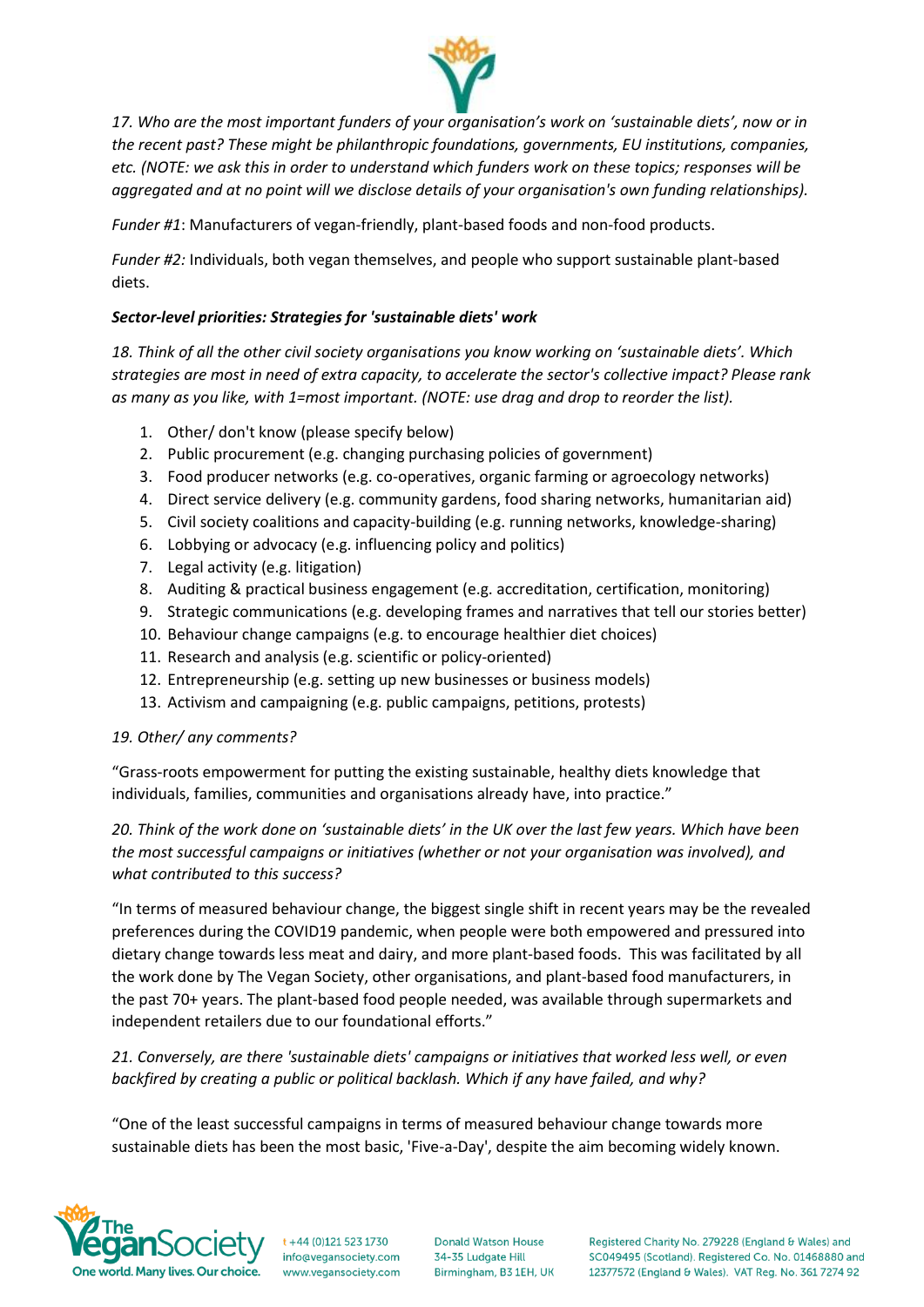*17. Who are the most important funders of your organisation's work on 'sustainable diets', now or in the recent past? These might be philanthropic foundations, governments, EU institutions, companies, etc. (NOTE: we ask this in order to understand which funders work on these topics; responses will be aggregated and at no point will we disclose details of your organisation's own funding relationships).*

*Funder #1*: Manufacturers of vegan-friendly, plant-based foods and non-food products.

*Funder #2:* Individuals, both vegan themselves, and people who support sustainable plant-based diets.

***Sector-level priorities: Strategies for 'sustainable diets' work***

*18. Think of all the other civil society organisations you know working on 'sustainable diets'. Which strategies are most in need of extra capacity, to accelerate the sector's collective impact? Please rank as many as you like, with 1=most important. (NOTE: use drag and drop to reorder the list).*

1. Other/ don't know (please specify below)
2. Public procurement (e.g. changing purchasing policies of government)
3. Food producer networks (e.g. co-operatives, organic farming or agroecology networks)
4. Direct service delivery (e.g. community gardens, food sharing networks, humanitarian aid)
5. Civil society coalitions and capacity-building (e.g. running networks, knowledge-sharing)
6. Lobbying or advocacy (e.g. influencing policy and politics)
7. Legal activity (e.g. litigation)
8. Auditing & practical business engagement (e.g. accreditation, certification, monitoring)
9. Strategic communications (e.g. developing frames and narratives that tell our stories better)
10. Behaviour change campaigns (e.g. to encourage healthier diet choices)
11. Research and analysis (e.g. scientific or policy-oriented)
12. Entrepreneurship (e.g. setting up new businesses or business models)
13. Activism and campaigning (e.g. public campaigns, petitions, protests)

*19. Other/ any comments?*

"Grass-roots empowerment for putting the existing sustainable, healthy diets knowledge that individuals, families, communities and organisations already have, into practice."

*20. Think of the work done on 'sustainable diets' in the UK over the last few years. Which have been the most successful campaigns or initiatives (whether or not your organisation was involved), and what contributed to this success?*

"In terms of measured behaviour change, the biggest single shift in recent years may be the revealed preferences during the COVID19 pandemic, when people were both empowered and pressured into dietary change towards less meat and dairy, and more plant-based foods. This was facilitated by all the work done by The Vegan Society, other organisations, and plant-based food manufacturers, in the past 70+ years. The plant-based food people needed, was available through supermarkets and independent retailers due to our foundational efforts."

*21. Conversely, are there 'sustainable diets' campaigns or initiatives that worked less well, or even backfired by creating a public or political backlash. Which if any have failed, and why?*

"One of the least successful campaigns in terms of measured behaviour change towards more sustainable diets has been the most basic, 'Five-a-Day', despite the aim becoming widely known.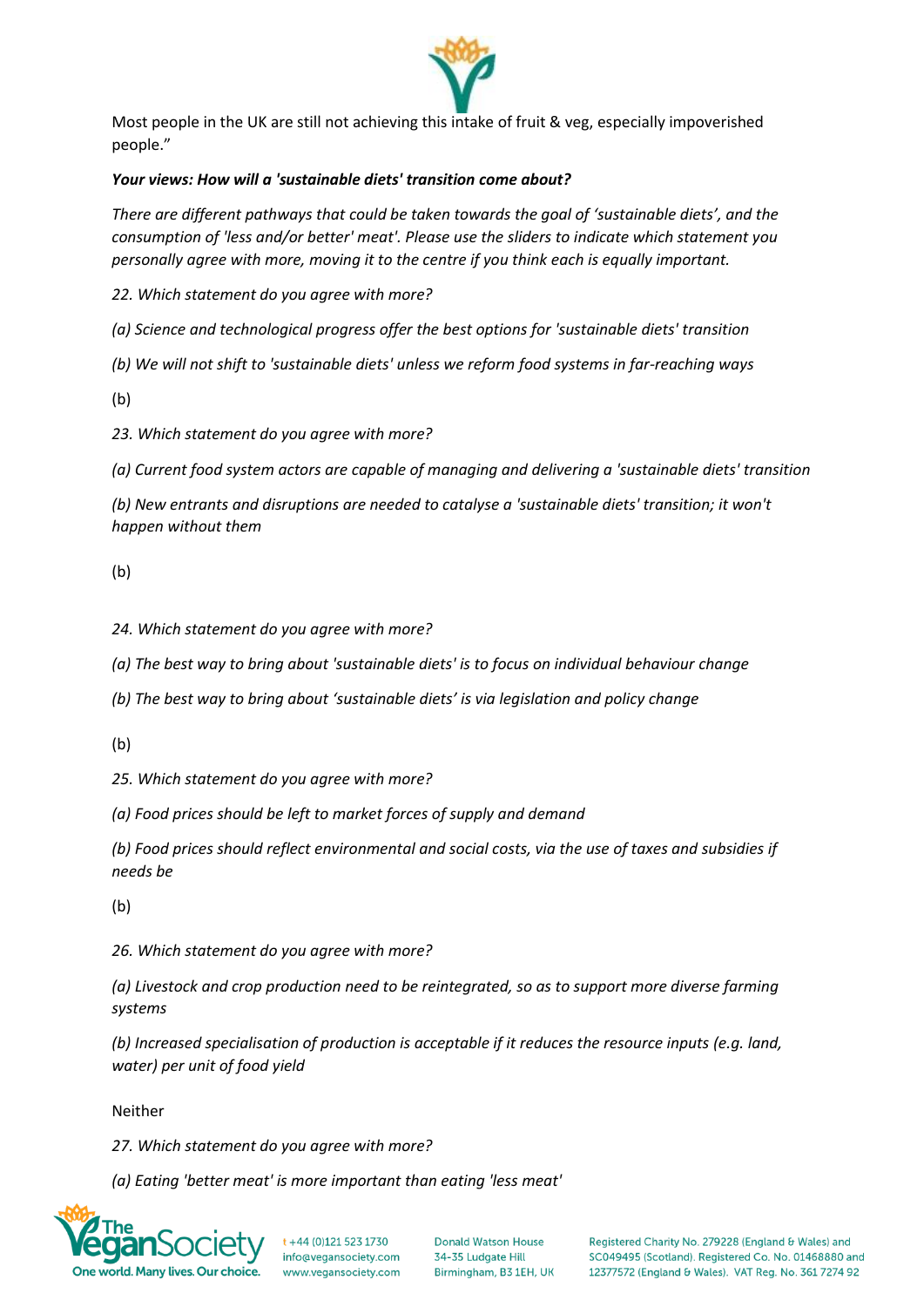Most people in the UK are still not achieving this intake of fruit & veg, especially impoverished people."

***Your views: How will a 'sustainable diets' transition come about?***

*There are different pathways that could be taken towards the goal of 'sustainable diets', and the consumption of 'less and/or better' meat'. Please use the sliders to indicate which statement you personally agree with more, moving it to the centre if you think each is equally important.*

*22. Which statement do you agree with more?*

*(a) Science and technological progress offer the best options for 'sustainable diets' transition*

*(b) We will not shift to 'sustainable diets' unless we reform food systems in far-reaching ways*

(b)

*23. Which statement do you agree with more?*

*(a) Current food system actors are capable of managing and delivering a 'sustainable diets' transition*

*(b) New entrants and disruptions are needed to catalyse a 'sustainable diets' transition; it won't happen without them*

(b)

*24. Which statement do you agree with more?*

*(a) The best way to bring about 'sustainable diets' is to focus on individual behaviour change*

*(b) The best way to bring about 'sustainable diets' is via legislation and policy change*

(b)

*25. Which statement do you agree with more?*

*(a) Food prices should be left to market forces of supply and demand*

*(b) Food prices should reflect environmental and social costs, via the use of taxes and subsidies if needs be*

(b)

*26. Which statement do you agree with more?*

*(a) Livestock and crop production need to be reintegrated, so as to support more diverse farming systems*

*(b) Increased specialisation of production is acceptable if it reduces the resource inputs (e.g. land, water) per unit of food yield*

Neither

*27. Which statement do you agree with more?*

*(a) Eating 'better meat' is more important than eating 'less meat'*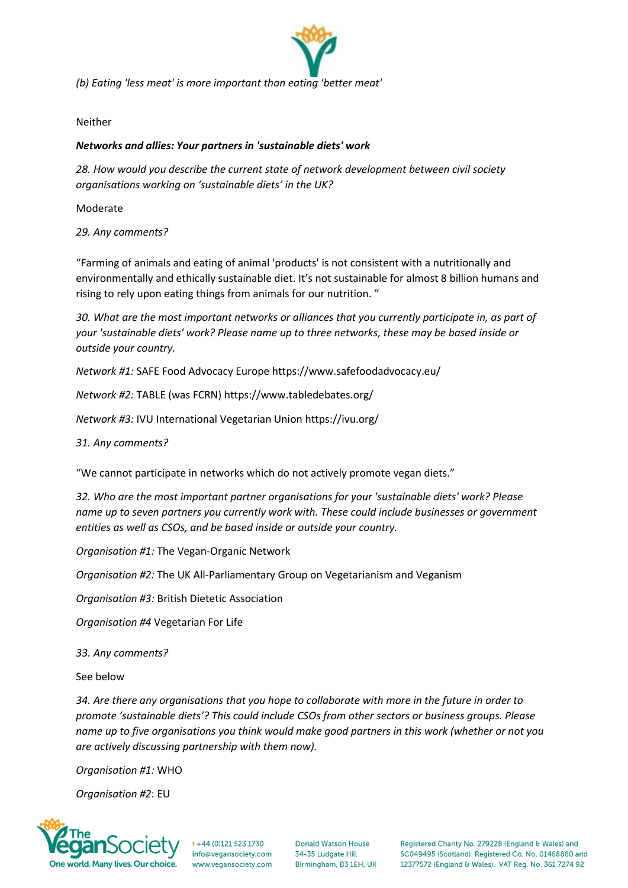*(b) Eating 'less meat' is more important than eating 'better meat'*

Neither

***Networks and allies: Your partners in 'sustainable diets' work***

*28. How would you describe the current state of network development between civil society organisations working on 'sustainable diets' in the UK?*

Moderate

*29. Any comments?*

"Farming of animals and eating of animal 'products' is not consistent with a nutritionally and environmentally and ethically sustainable diet. It's not sustainable for almost 8 billion humans and rising to rely upon eating things from animals for our nutrition. "

*30. What are the most important networks or alliances that you currently participate in, as part of your 'sustainable diets' work? Please name up to three networks, these may be based inside or outside your country.*

*Network #1:* SAFE Food Advocacy Europe https://www.safefoodadvocacy.eu/

*Network #2:* TABLE (was FCRN) https://www.tabledebates.org/

*Network #3:* IVU International Vegetarian Union https://ivu.org/

*31. Any comments?*

"We cannot participate in networks which do not actively promote vegan diets."

*32. Who are the most important partner organisations for your 'sustainable diets' work? Please name up to seven partners you currently work with. These could include businesses or government entities as well as CSOs, and be based inside or outside your country.*

*Organisation #1:* The Vegan-Organic Network

*Organisation #2:* The UK All-Parliamentary Group on Vegetarianism and Veganism

*Organisation #3:* British Dietetic Association

*Organisation #4* Vegetarian For Life

*33. Any comments?*

See below

*34. Are there any organisations that you hope to collaborate with more in the future in order to promote 'sustainable diets'? This could include CSOs from other sectors or business groups. Please name up to five organisations you think would make good partners in this work (whether or not you are actively discussing partnership with them now).*

*Organisation #1:* WHO

*Organisation #2*: EU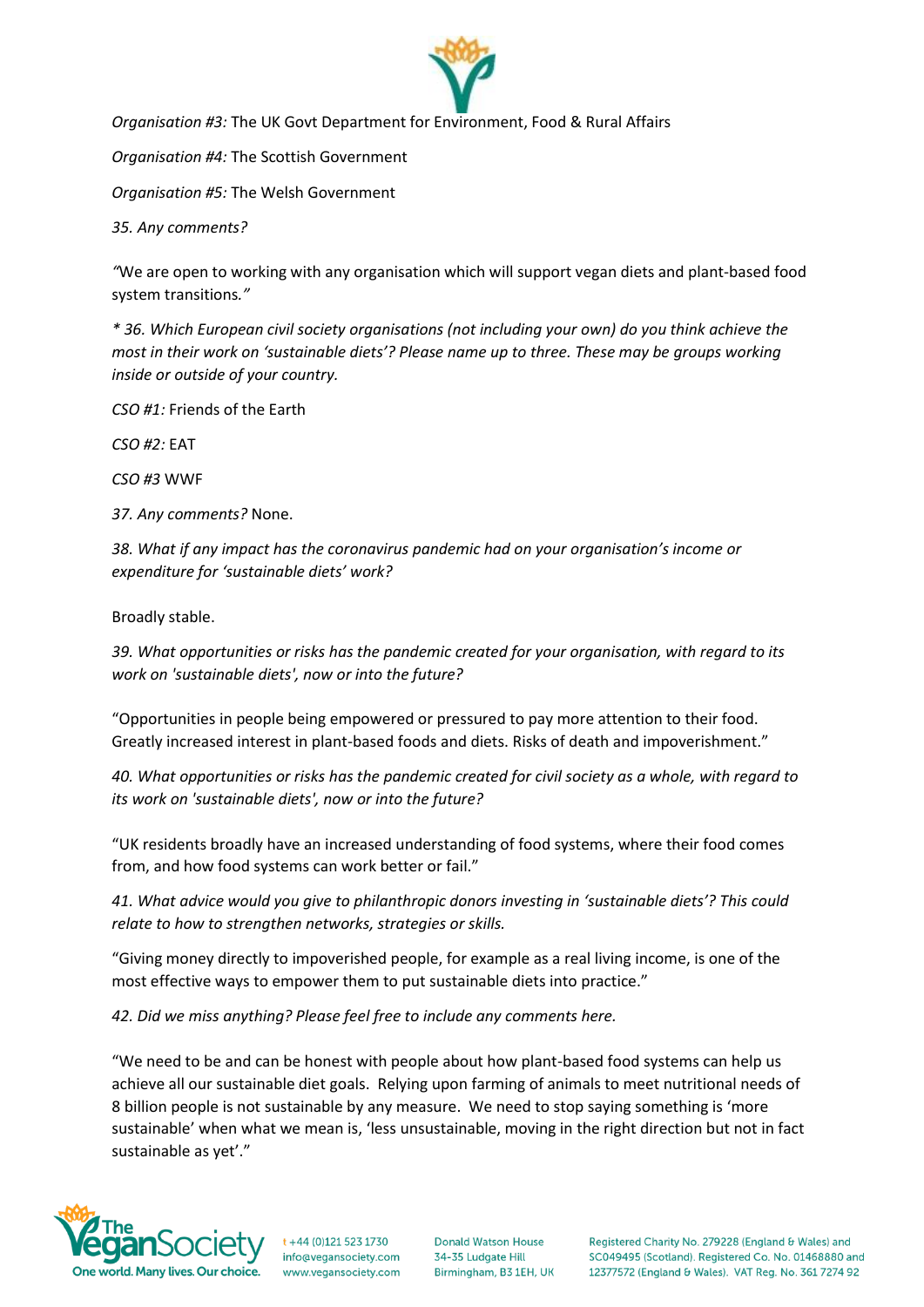*Organisation #3:* The UK Govt Department for Environment, Food & Rural Affairs

*Organisation #4:* The Scottish Government

*Organisation #5:* The Welsh Government

*35. Any comments?*

*"*We are open to working with any organisation which will support vegan diets and plant-based food system transitions.*"*

*\* 36. Which European civil society organisations (not including your own) do you think achieve the most in their work on 'sustainable diets'? Please name up to three. These may be groups working inside or outside of your country.*

*CSO #1:* Friends of the Earth

*CSO #2:* EAT

*CSO #3* WWF

*37. Any comments?* None.

*38. What if any impact has the coronavirus pandemic had on your organisation's income or expenditure for 'sustainable diets' work?*

Broadly stable.

*39. What opportunities or risks has the pandemic created for your organisation, with regard to its work on 'sustainable diets', now or into the future?*

"Opportunities in people being empowered or pressured to pay more attention to their food. Greatly increased interest in plant-based foods and diets. Risks of death and impoverishment."

*40. What opportunities or risks has the pandemic created for civil society as a whole, with regard to its work on 'sustainable diets', now or into the future?*

"UK residents broadly have an increased understanding of food systems, where their food comes from, and how food systems can work better or fail."

*41. What advice would you give to philanthropic donors investing in 'sustainable diets'? This could relate to how to strengthen networks, strategies or skills.*

"Giving money directly to impoverished people, for example as a real living income, is one of the most effective ways to empower them to put sustainable diets into practice."

*42. Did we miss anything? Please feel free to include any comments here.*

"We need to be and can be honest with people about how plant-based food systems can help us achieve all our sustainable diet goals. Relying upon farming of animals to meet nutritional needs of 8 billion people is not sustainable by any measure. We need to stop saying something is 'more sustainable' when what we mean is, 'less unsustainable, moving in the right direction but not in fact sustainable as yet'."